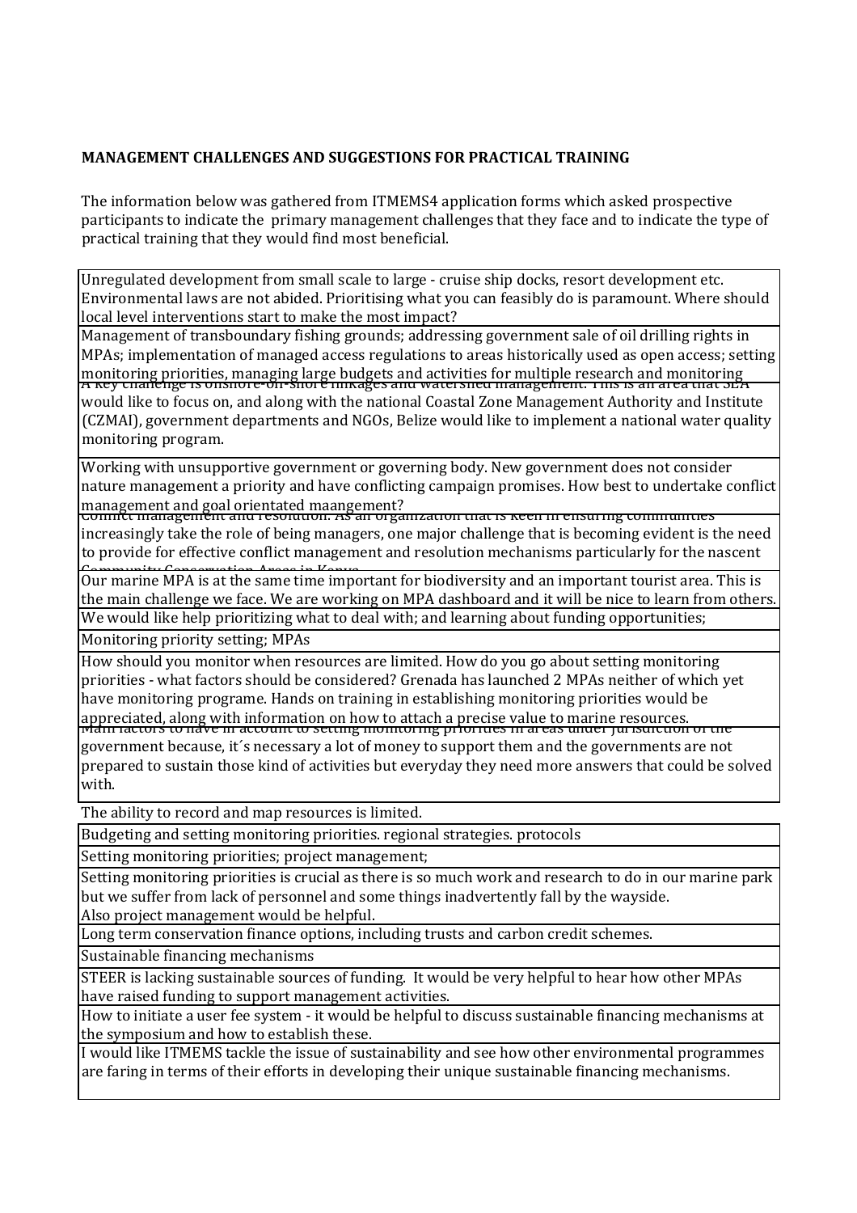**MANAGEMENT CHALLENGES AND SUGGESTIONS FOR PRACTICAL TRAINING**

The information below was gathered from ITMEMS4 application forms which asked prospective participants to indicate the primary management challenges that they face and to indicate the type of practical training that they would find most beneficial.

| |
|---|
| Unregulated development from small scale to large - cruise ship docks, resort development etc. Environmental laws are not abided. Prioritising what you can feasibly do is paramount. Where should local level interventions start to make the most impact? |
| Management of transboundary fishing grounds; addressing government sale of oil drilling rights in MPAs; implementation of managed access regulations to areas historically used as open access; setting monitoring priorities, managing large budgets and activities for multiple research and monitoring |
| A key challenge is onshore-off-shore linkages and watershed management. This is an area that SEA would like to focus on, and along with the national Coastal Zone Management Authority and Institute (CZMAI), government departments and NGOs, Belize would like to implement a national water quality monitoring program. |
| Working with unsupportive government or governing body. New government does not consider nature management a priority and have conflicting campaign promises. How best to undertake conflict management and goal orientated maangement? |
| Conflict management and resolution. As an organization that is keen in ensuring communities increasingly take the role of being managers, one major challenge that is becoming evident is the need to provide for effective conflict management and resolution mechanisms particularly for the nascent Community Conservation Areas in Kenya |
| Our marine MPA is at the same time important for biodiversity and an important tourist area. This is the main challenge we face. We are working on MPA dashboard and it will be nice to learn from others. |
| We would like help prioritizing what to deal with; and learning about funding opportunities; |
| Monitoring priority setting; MPAs |
| How should you monitor when resources are limited. How do you go about setting monitoring priorities - what factors should be considered? Grenada has launched 2 MPAs neither of which yet have monitoring programe. Hands on training in establishing monitoring priorities would be appreciated, along with information on how to attach a precise value to marine resources. |
| Main factors to have in account to setting monitoring priorities in areas under jurisdiction of the government because, it´s necessary a lot of money to support them and the governments are not prepared to sustain those kind of activities but everyday they need more answers that could be solved with. |
| The ability to record and map resources is limited. |
| Budgeting and setting monitoring priorities. regional strategies. protocols |
| Setting monitoring priorities; project management; |
| Setting monitoring priorities is crucial as there is so much work and research to do in our marine park but we suffer from lack of personnel and some things inadvertently fall by the wayside. Also project management would be helpful. |
| Long term conservation finance options, including trusts and carbon credit schemes. |
| Sustainable financing mechanisms |
| STEER is lacking sustainable sources of funding. It would be very helpful to hear how other MPAs have raised funding to support management activities. |
| How to initiate a user fee system - it would be helpful to discuss sustainable financing mechanisms at the symposium and how to establish these. |
| I would like ITMEMS tackle the issue of sustainability and see how other environmental programmes are faring in terms of their efforts in developing their unique sustainable financing mechanisms. |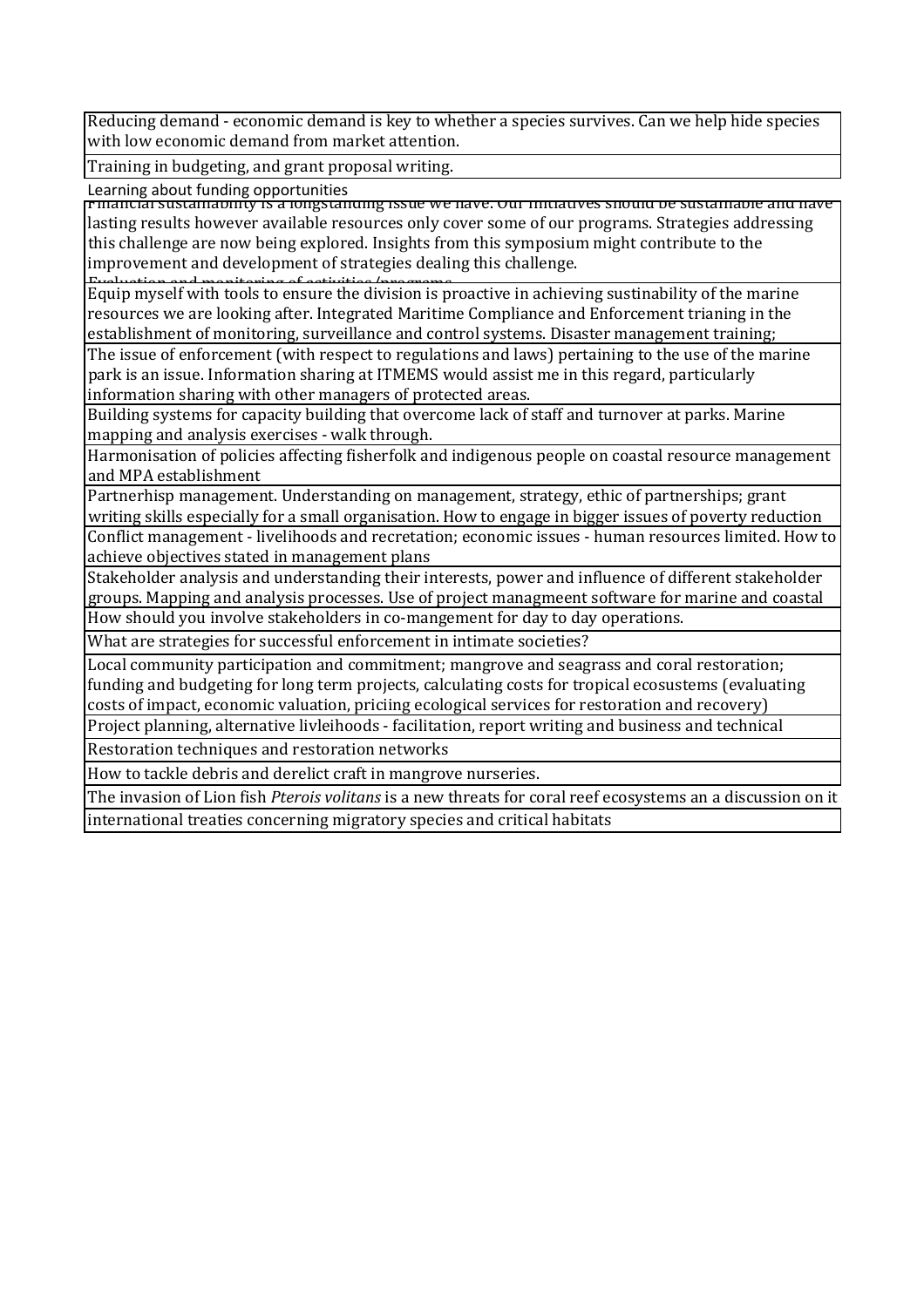| |
|---|
| Reducing demand - economic demand is key to whether a species survives. Can we help hide species with low economic demand from market attention. |
| Training in budgeting, and grant proposal writing. |
| Learning about funding opportunities |
| Financial sustainability is a longstanding issue we have. Our initiatives should be sustainable and have lasting results however available resources only cover some of our programs. Strategies addressing this challenge are now being explored. Insights from this symposium might contribute to the improvement and development of strategies dealing this challenge. |
| Evaluation and monitoring of activities/programs |
| Equip myself with tools to ensure the division is proactive in achieving sustainability of the marine resources we are looking after. Integrated Maritime Compliance and Enforcement trianing in the establishment of monitoring, surveillance and control systems. Disaster management training; |
| The issue of enforcement (with respect to regulations and laws) pertaining to the use of the marine park is an issue. Information sharing at ITMEMS would assist me in this regard, particularly information sharing with other managers of protected areas. |
| Building systems for capacity building that overcome lack of staff and turnover at parks. Marine mapping and analysis exercises - walk through. |
| Harmonisation of policies affecting fisherfolk and indigenous people on coastal resource management and MPA establishment |
| Partnerhisp management. Understanding on management, strategy, ethic of partnerships; grant writing skills especially for a small organisation. How to engage in bigger issues of poverty reduction |
| Conflict management - livelihoods and recretation; economic issues - human resources limited. How to achieve objectives stated in management plans |
| Stakeholder analysis and understanding their interests, power and influence of different stakeholder groups. Mapping and analysis processes. Use of project managmeent software for marine and coastal |
| How should you involve stakeholders in co-mangement for day to day operations. |
| What are strategies for successful enforcement in intimate societies? |
| Local community participation and commitment; mangrove and seagrass and coral restoration; funding and budgeting for long term projects, calculating costs for tropical ecosustems (evaluating costs of impact, economic valuation, priciing ecological services for restoration and recovery) |
| Project planning, alternative livleihoods - facilitation, report writing and business and technical |
| Restoration techniques and restoration networks |
| How to tackle debris and derelict craft in mangrove nurseries. |
| The invasion of Lion fish *Pterois volitans* is a new threats for coral reef ecosystems an a discussion on it |
| international treaties concerning migratory species and critical habitats |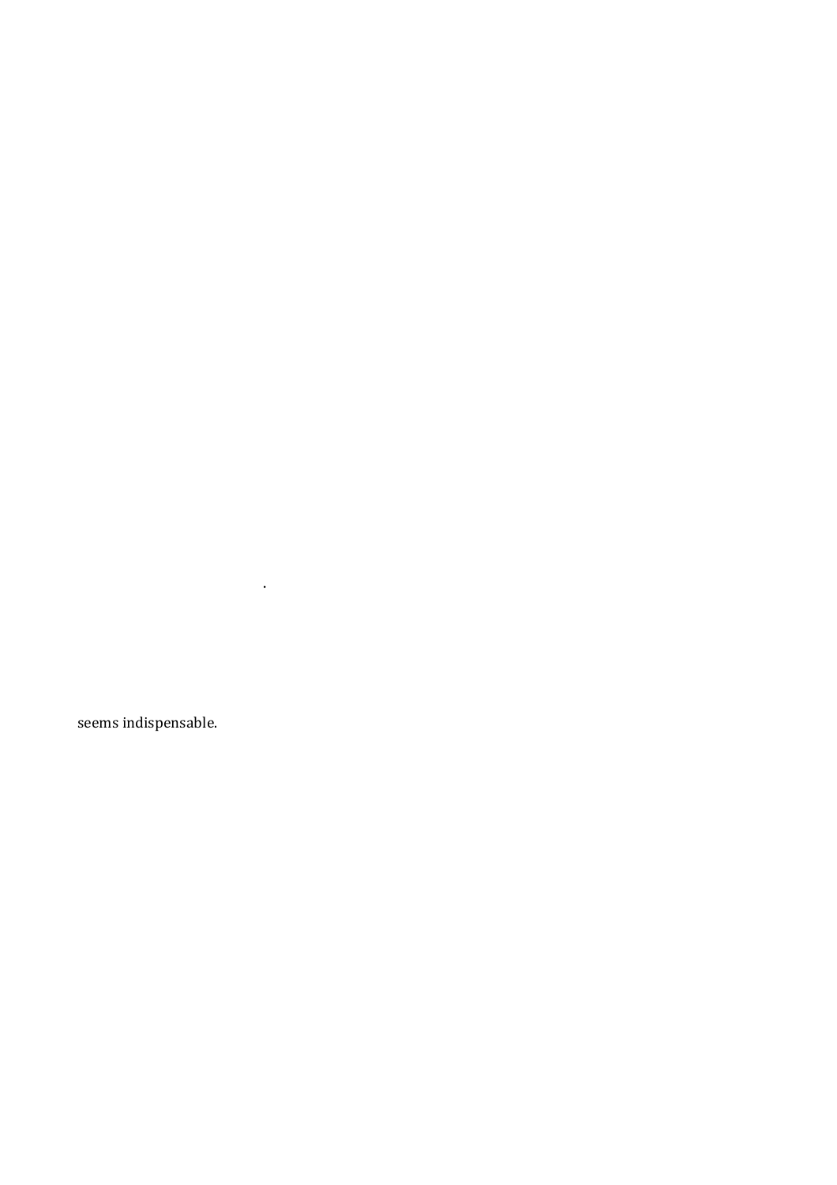.

seems indispensable.